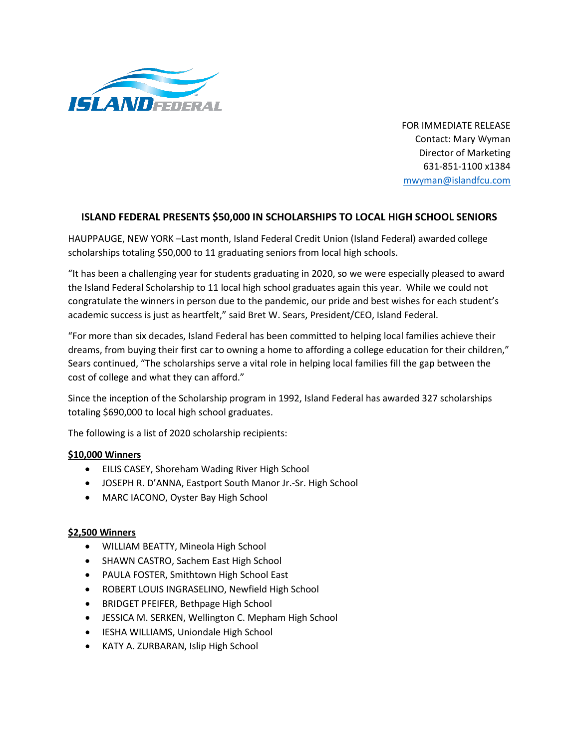ISLAND FEDERAL

FOR IMMEDIATE RELEASE
Contact: Mary Wyman
Director of Marketing
631-851-1100 x1384
mwyman@islandfcu.com

## ISLAND FEDERAL PRESENTS $50,000 IN SCHOLARSHIPS TO LOCAL HIGH SCHOOL SENIORS

HAUPPAUGE, NEW YORK –Last month, Island Federal Credit Union (Island Federal) awarded college scholarships totaling $50,000 to 11 graduating seniors from local high schools.

"It has been a challenging year for students graduating in 2020, so we were especially pleased to award the Island Federal Scholarship to 11 local high school graduates again this year. While we could not congratulate the winners in person due to the pandemic, our pride and best wishes for each student's academic success is just as heartfelt," said Bret W. Sears, President/CEO, Island Federal.

"For more than six decades, Island Federal has been committed to helping local families achieve their dreams, from buying their first car to owning a home to affording a college education for their children," Sears continued, "The scholarships serve a vital role in helping local families fill the gap between the cost of college and what they can afford."

Since the inception of the Scholarship program in 1992, Island Federal has awarded 327 scholarships totaling $690,000 to local high school graduates.

The following is a list of 2020 scholarship recipients:

**$10,000 Winners**

- EILIS CASEY, Shoreham Wading River High School
- JOSEPH R. D'ANNA, Eastport South Manor Jr.-Sr. High School
- MARC IACONO, Oyster Bay High School

**$2,500 Winners**

- WILLIAM BEATTY, Mineola High School
- SHAWN CASTRO, Sachem East High School
- PAULA FOSTER, Smithtown High School East
- ROBERT LOUIS INGRASELINO, Newfield High School
- BRIDGET PFEIFER, Bethpage High School
- JESSICA M. SERKEN, Wellington C. Mepham High School
- IESHA WILLIAMS, Uniondale High School
- KATY A. ZURBARAN, Islip High School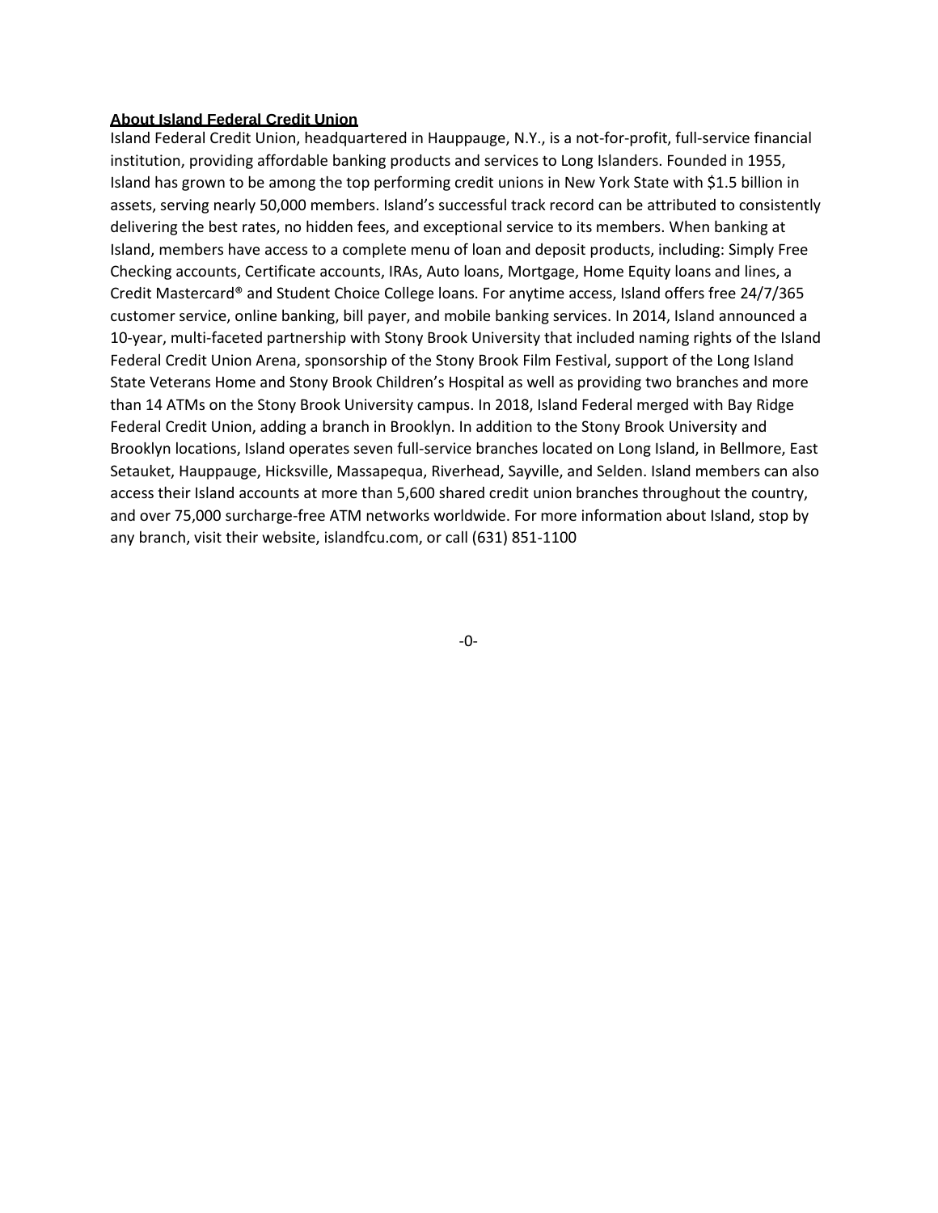**About Island Federal Credit Union**

Island Federal Credit Union, headquartered in Hauppauge, N.Y., is a not-for-profit, full-service financial institution, providing affordable banking products and services to Long Islanders. Founded in 1955, Island has grown to be among the top performing credit unions in New York State with $1.5 billion in assets, serving nearly 50,000 members. Island's successful track record can be attributed to consistently delivering the best rates, no hidden fees, and exceptional service to its members. When banking at Island, members have access to a complete menu of loan and deposit products, including: Simply Free Checking accounts, Certificate accounts, IRAs, Auto loans, Mortgage, Home Equity loans and lines, a Credit Mastercard® and Student Choice College loans. For anytime access, Island offers free 24/7/365 customer service, online banking, bill payer, and mobile banking services. In 2014, Island announced a 10-year, multi-faceted partnership with Stony Brook University that included naming rights of the Island Federal Credit Union Arena, sponsorship of the Stony Brook Film Festival, support of the Long Island State Veterans Home and Stony Brook Children's Hospital as well as providing two branches and more than 14 ATMs on the Stony Brook University campus. In 2018, Island Federal merged with Bay Ridge Federal Credit Union, adding a branch in Brooklyn. In addition to the Stony Brook University and Brooklyn locations, Island operates seven full-service branches located on Long Island, in Bellmore, East Setauket, Hauppauge, Hicksville, Massapequa, Riverhead, Sayville, and Selden. Island members can also access their Island accounts at more than 5,600 shared credit union branches throughout the country, and over 75,000 surcharge-free ATM networks worldwide. For more information about Island, stop by any branch, visit their website, islandfcu.com, or call (631) 851-1100

-0-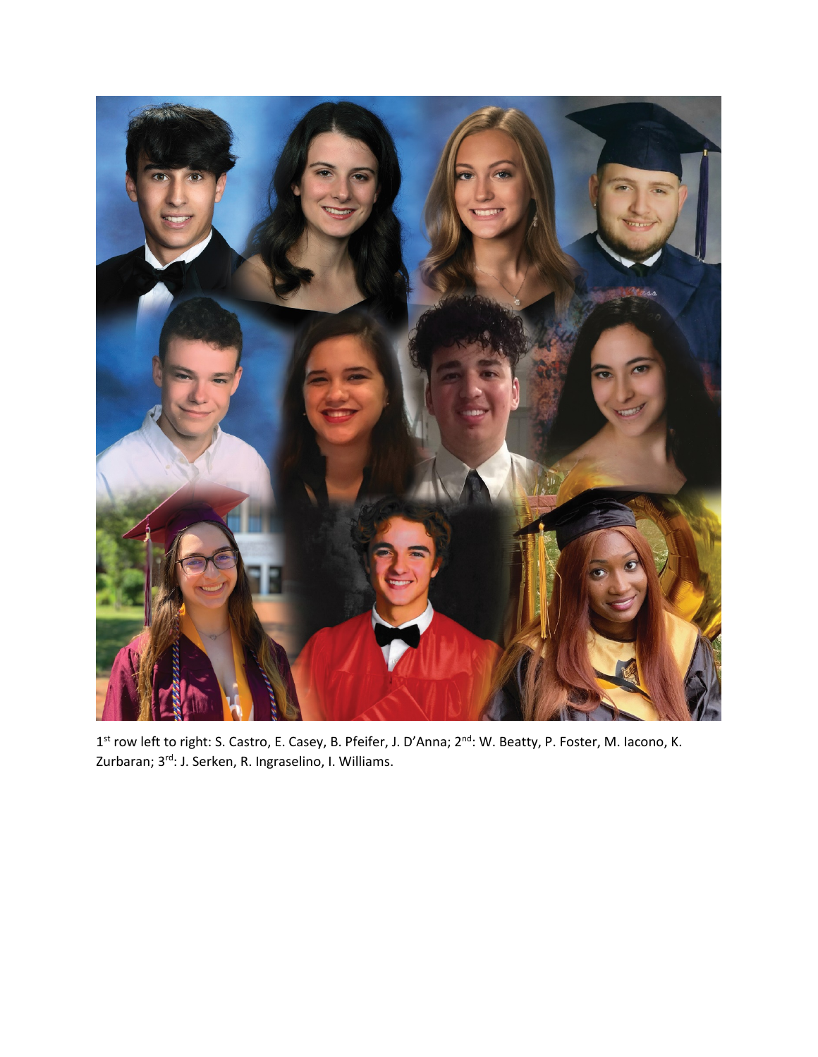1st row left to right: S. Castro, E. Casey, B. Pfeifer, J. D'Anna; 2nd: W. Beatty, P. Foster, M. Iacono, K. Zurbaran; 3rd: J. Serken, R. Ingraselino, I. Williams.